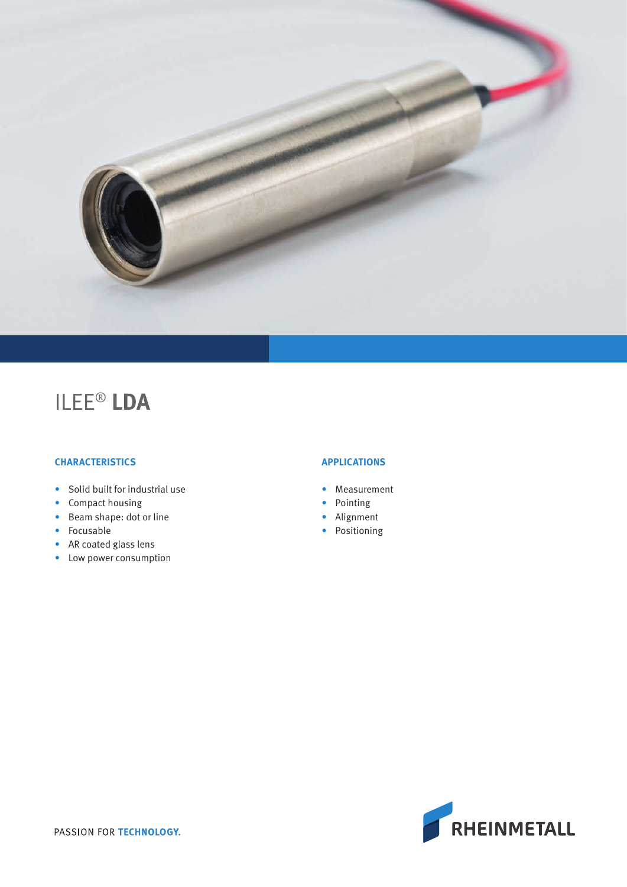# ILEE® **LDA**

## CHARACTERISTICS

- Solid built for industrial use
- Compact housing
- Beam shape: dot or line
- Focusable
- AR coated glass lens
- Low power consumption

## APPLICATIONS

- Measurement
- Pointing
- Alignment
- Positioning

PASSION FOR **TECHNOLOGY.**

RHEINMETALL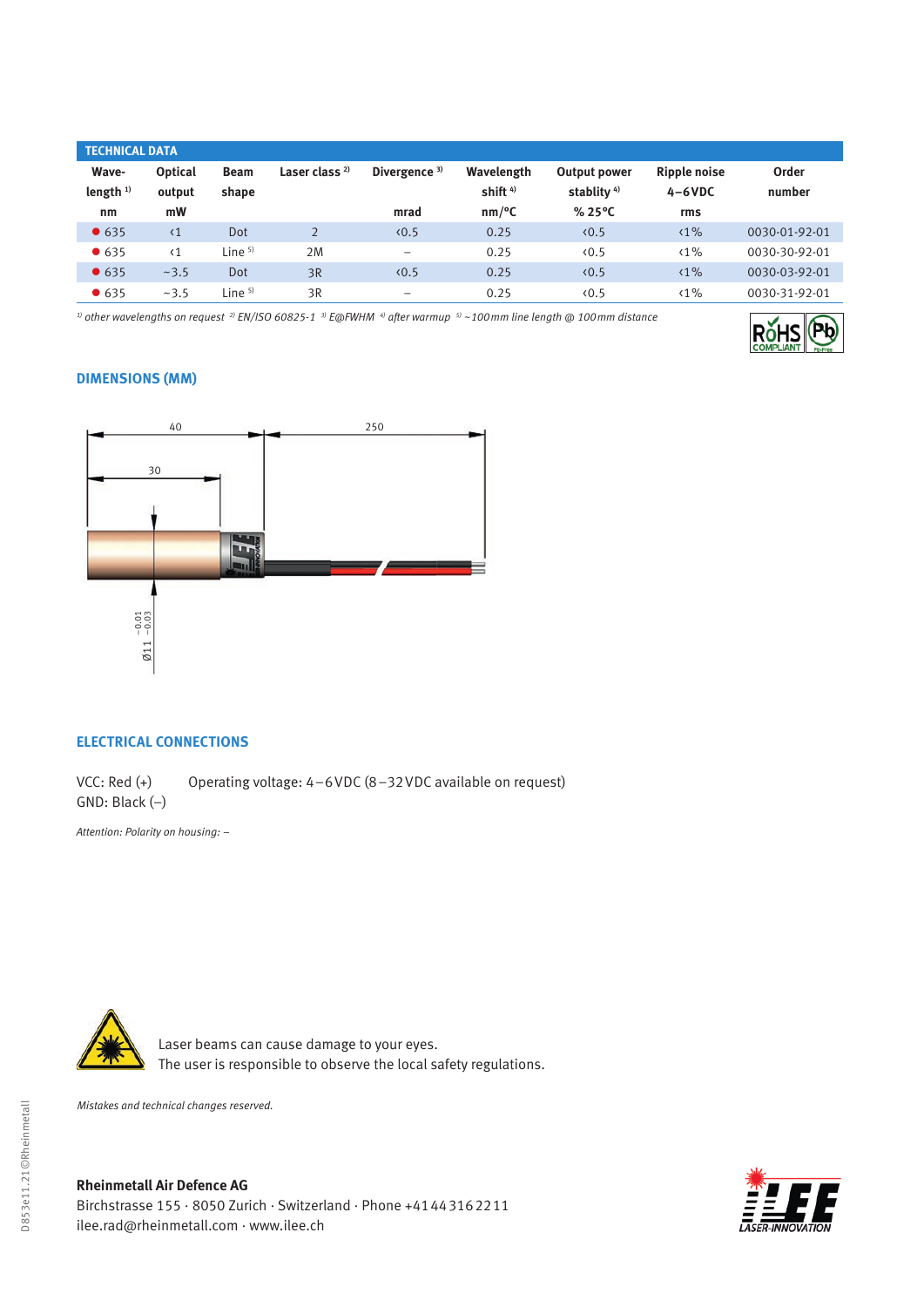## TECHNICAL DATA

| Wave-length [1] nm | Optical output mW | Beam shape | Laser class [2] | Divergence [3] mrad | Wavelength shift [4] nm/°C | Output power stablity [4] % 25°C | Ripple noise 4–6VDC rms | Order number |
|---|---|---|---|---|---|---|---|---|
| ● 635 | <1 | Dot | 2 | <0.5 | 0.25 | <0.5 | <1% | 0030-01-92-01 |
| ● 635 | <1 | Line [5] | 2M | – | 0.25 | <0.5 | <1% | 0030-30-92-01 |
| ● 635 | ~3.5 | Dot | 3R | <0.5 | 0.25 | <0.5 | <1% | 0030-03-92-01 |
| ● 635 | ~3.5 | Line [5] | 3R | – | 0.25 | <0.5 | <1% | 0030-31-92-01 |

*[1] other wavelengths on request [2] EN/ISO 60825-1 [3] E@FWHM [4] after warmup [5] ~100mm line length @ 100mm distance*

RoHS COMPLIANT Pb-Free

## DIMENSIONS (MM)

40
250
30
Ø11 −0.01 −0.03

## ELECTRICAL CONNECTIONS

VCC: Red (+) Operating voltage: 4–6VDC (8–32VDC available on request)
GND: Black (–)

*Attention: Polarity on housing: –*

Laser beams can cause damage to your eyes.
The user is responsible to observe the local safety regulations.

*Mistakes and technical changes reserved.*

**Rheinmetall Air Defence AG**
Birchstrasse 155 · 8050 Zurich · Switzerland · Phone +41 44 316 2211
ilee.rad@rheinmetall.com · www.ilee.ch

D853e11.21©Rheinmetall